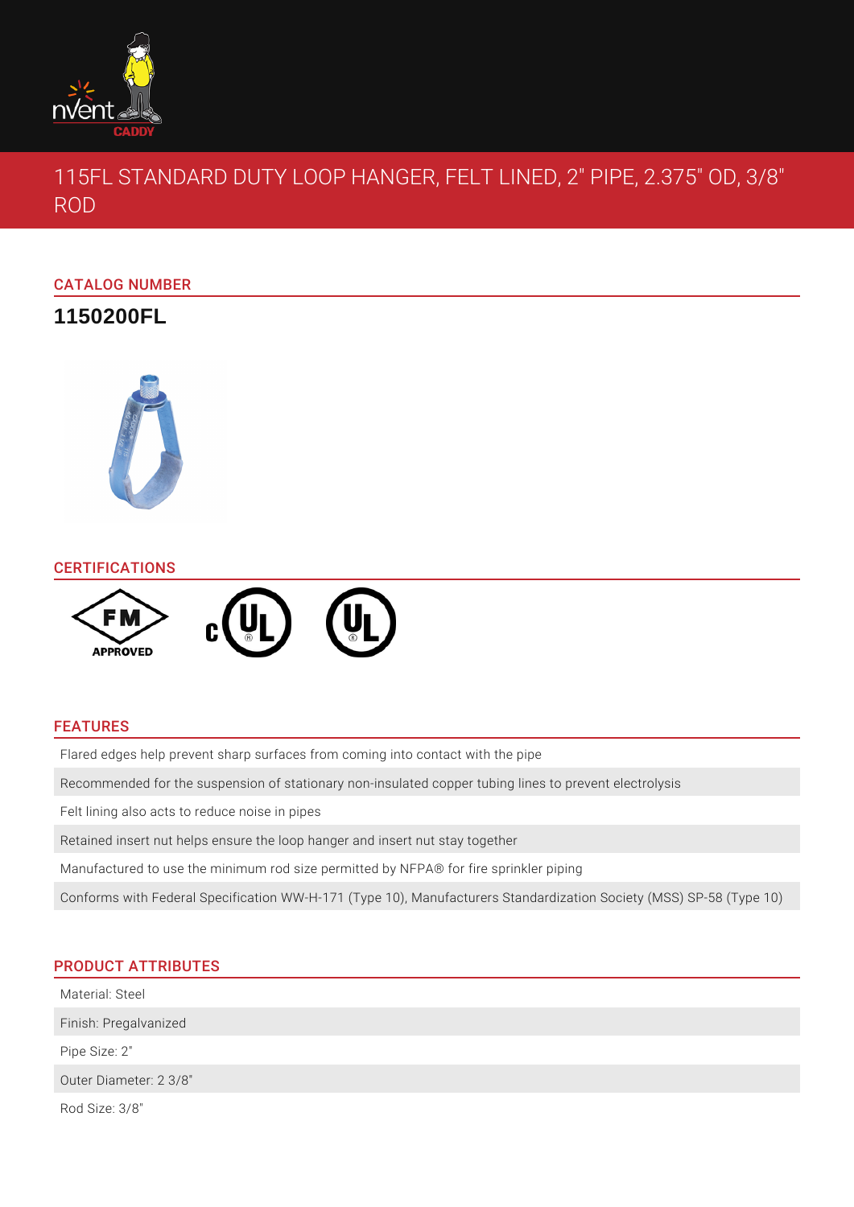# 115FL STANDARD DUTY LOOP HANGER, FELT LINED, 2" PIPE, 2.375" OD, 3/8" ROD

## CATALOG NUMBER

**1150200FL**

## CERTIFICATIONS

## FEATURES

- Flared edges help prevent sharp surfaces from coming into contact with the pipe
- Recommended for the suspension of stationary non-insulated copper tubing lines to prevent electrolysis
- Felt lining also acts to reduce noise in pipes
- Retained insert nut helps ensure the loop hanger and insert nut stay together
- Manufactured to use the minimum rod size permitted by NFPA® for fire sprinkler piping
- Conforms with Federal Specification WW-H-171 (Type 10), Manufacturers Standardization Society (MSS) SP-58 (Type 10)

## PRODUCT ATTRIBUTES

- Material: Steel
- Finish: Pregalvanized
- Pipe Size: 2"
- Outer Diameter: 2 3/8"
- Rod Size: 3/8"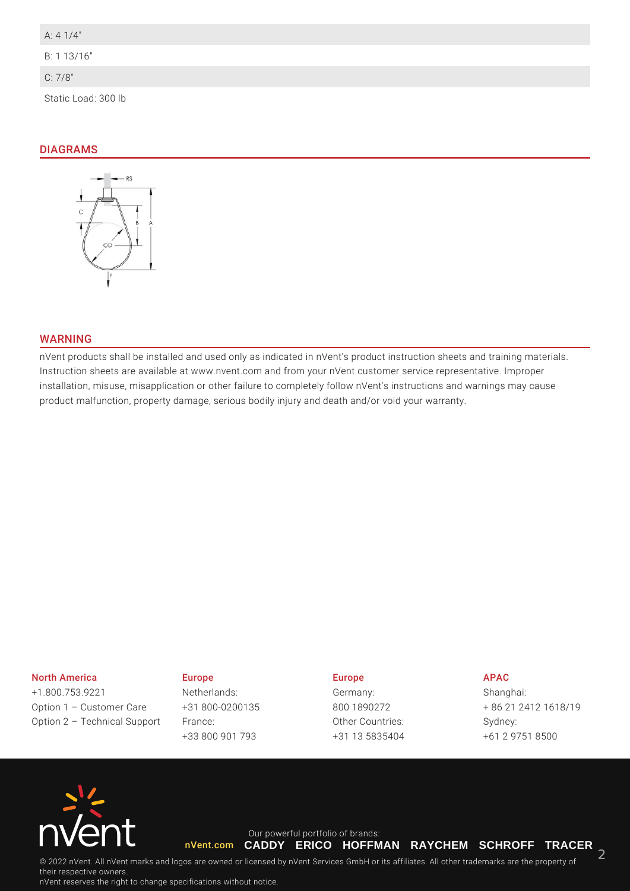A: 4 1/4"

B: 1 13/16"

C: 7/8"

Static Load: 300 lb

## DIAGRAMS

RS

C

B

A

OD

F

## WARNING

nVent products shall be installed and used only as indicated in nVent's product instruction sheets and training materials. Instruction sheets are available at www.nvent.com and from your nVent customer service representative. Improper installation, misuse, misapplication or other failure to completely follow nVent's instructions and warnings may cause product malfunction, property damage, serious bodily injury and death and/or void your warranty.

**North America**
+1.800.753.9221
Option 1 – Customer Care
Option 2 – Technical Support

**Europe**
Netherlands:
+31 800-0200135
France:
+33 800 901 793

**Europe**
Germany:
800 1890272
Other Countries:
+31 13 5835404

**APAC**
Shanghai:
+ 86 21 2412 1618/19
Sydney:
+61 2 9751 8500

Our powerful portfolio of brands:
nVent.com CADDY ERICO HOFFMAN RAYCHEM SCHROFF TRACER

© 2022 nVent. All nVent marks and logos are owned or licensed by nVent Services GmbH or its affiliates. All other trademarks are the property of their respective owners.
nVent reserves the right to change specifications without notice.